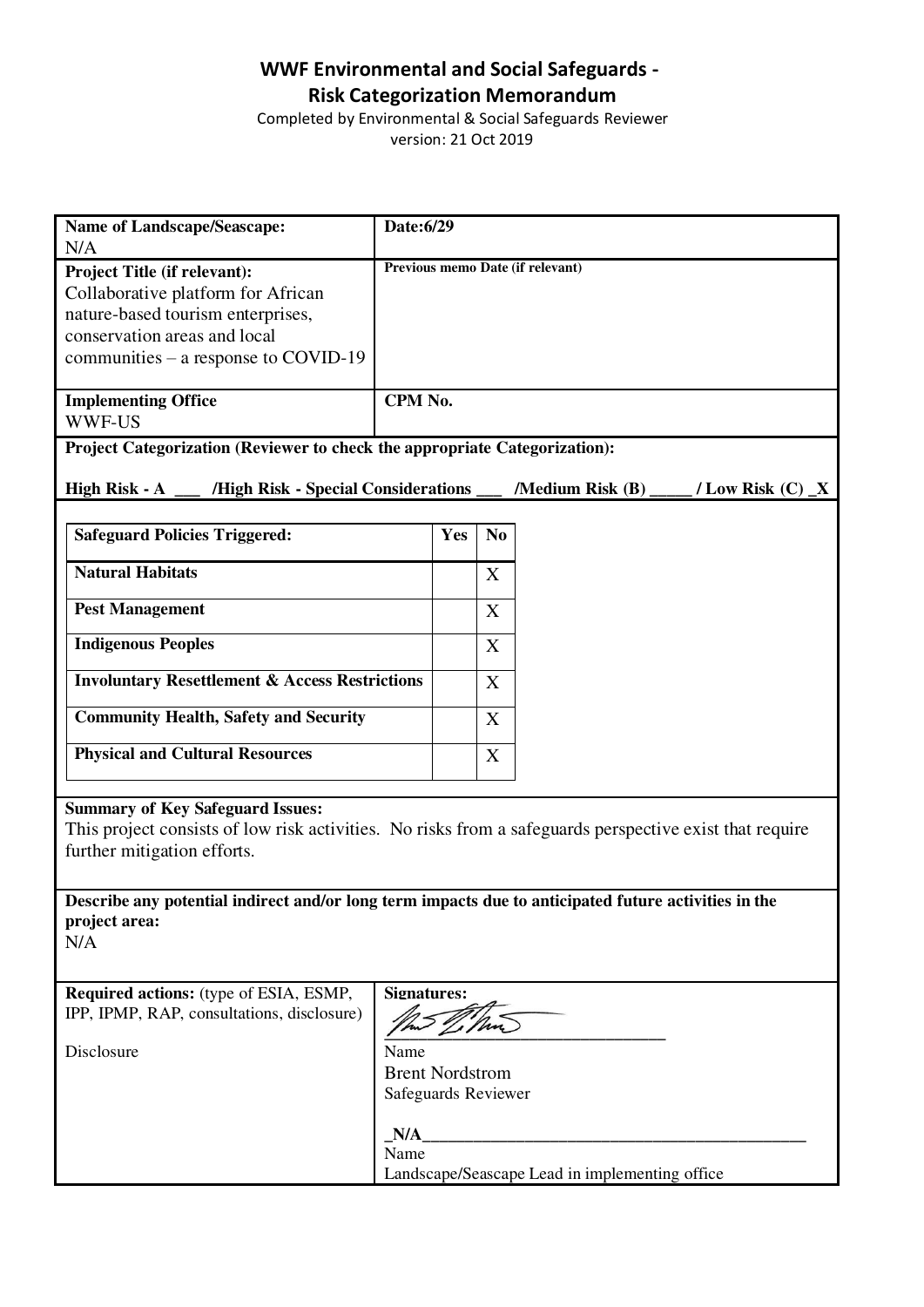# WWF Environmental and Social Safeguards - Risk Categorization Memorandum

Completed by Environmental & Social Safeguards Reviewer

version: 21 Oct 2019

| **Name of Landscape/Seascape:** N/A | **Date:6/29** |
|---|---|
| **Project Title (if relevant):** Collaborative platform for African nature-based tourism enterprises, conservation areas and local communities – a response to COVID-19 | **Previous memo Date (if relevant)** |
| **Implementing Office** WWF-US | **CPM No.** |

**Project Categorization (Reviewer to check the appropriate Categorization):**

**High Risk - A \_\_\_ /High Risk - Special Considerations \_\_\_ /Medium Risk (B) \_\_\_\_\_ / Low Risk (C) \_X**

| Safeguard Policies Triggered: | Yes | No |
|---|---|---|
| **Natural Habitats** | | X |
| **Pest Management** | | X |
| **Indigenous Peoples** | | X |
| **Involuntary Resettlement & Access Restrictions** | | X |
| **Community Health, Safety and Security** | | X |
| **Physical and Cultural Resources** | | X |

**Summary of Key Safeguard Issues:**

This project consists of low risk activities. No risks from a safeguards perspective exist that require further mitigation efforts.

**Describe any potential indirect and/or long term impacts due to anticipated future activities in the project area:**

N/A

| **Required actions:** (type of ESIA, ESMP, IPP, IPMP, RAP, consultations, disclosure) | **Signatures:** |
|---|---|
| Disclosure | \_\_\_\_\_\_\_\_\_\_\_\_\_\_\_\_\_\_\_\_\_\_\_\_\_\_\_\_\_\_<br>Name<br>Brent Nordstrom<br>Safeguards Reviewer<br><br>\_N/A\_\_\_\_\_\_\_\_\_\_\_\_\_\_\_\_\_\_\_\_\_\_\_\_\_\_\_\_\_\_<br>Name<br>Landscape/Seascape Lead in implementing office |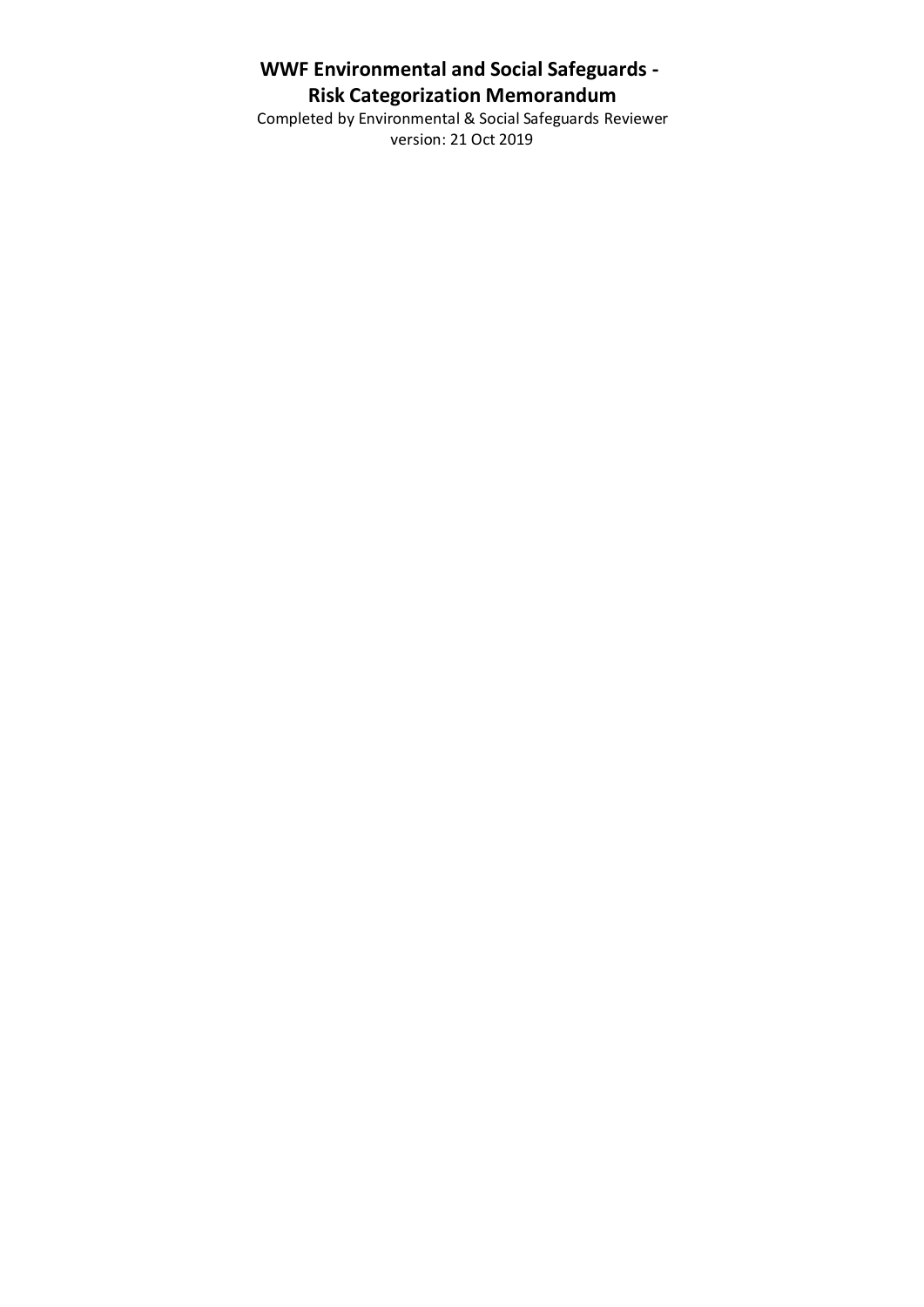# WWF Environmental and Social Safeguards - Risk Categorization Memorandum

Completed by Environmental & Social Safeguards Reviewer
version: 21 Oct 2019